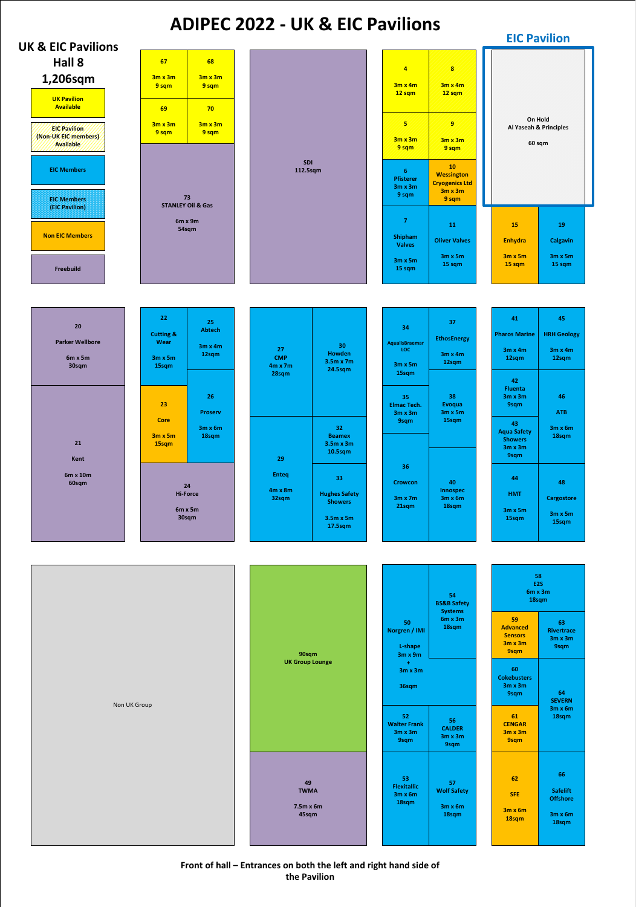# ADIPEC 2022 - UK & EIC Pavilions

## UK & EIC Pavilions Hall 8 1,206sqm

**Key:**
- UK Pavilion Available
- EIC Pavilion (Non-UK EIC members) Available
- EIC Members
- EIC Members (EIC Pavilion)
- Non EIC Members
- Freebuild

## EIC Pavilion

On Hold
Al Yaseah & Principles
60 sqm

| Stand | Exhibitor | Size | Area |
| --- | --- | --- | --- |
| 67 | | 3m x 3m | 9 sqm |
| 68 | | 3m x 3m | 9 sqm |
| 69 | | 3m x 3m | 9 sqm |
| 70 | | 3m x 3m | 9 sqm |
| 73 | STANLEY Oil & Gas | 6m x 9m | 54sqm |
| | SDI | | 112.5sqm |
| 4 | | 3m x 4m | 12 sqm |
| 8 | | 3m x 4m | 12 sqm |
| 5 | | 3m x 3m | 9 sqm |
| 9 | | 3m x 3m | 9 sqm |
| 6 | Pfisterer | 3m x 3m | 9 sqm |
| 10 | Wessington Cryogenics Ltd | 3m x 3m | 9 sqm |
| 7 | Shipham Valves | 3m x 5m | 15 sqm |
| 11 | Oliver Valves | 3m x 5m | 15 sqm |
| 15 | Enhydra | 3m x 5m | 15 sqm |
| 19 | Calgavin | 3m x 5m | 15 sqm |
| 20 | Parker Wellbore | 6m x 5m | 30sqm |
| 21 | Kent | 6m x 10m | 60sqm |
| 22 | Cutting & Wear | 3m x 5m | 15sqm |
| 25 | Abtech | 3m x 4m | 12sqm |
| 23 | Core | 3m x 5m | 15sqm |
| 26 | Proserv | 3m x 6m | 18sqm |
| 24 | Hi-Force | 6m x 5m | 30sqm |
| 27 | CMP | 4m x 7m | 28sqm |
| 30 | Howden | 3.5m x 7m | 24.5sqm |
| 32 | Beamex | 3.5m x 3m | 10.5sqm |
| 29 | Enteq | 4m x 8m | 32sqm |
| 33 | Hughes Safety Showers | 3.5m x 5m | 17.5sqm |
| 34 | AqualisBraemar LOC | 3m x 5m | 15sqm |
| 37 | EthosEnergy | 3m x 4m | 12sqm |
| 35 | Elmac Tech. | 3m x 3m | 9sqm |
| 38 | Evoqua | 3m x 5m | 15sqm |
| 36 | Crowcon | 3m x 7m | 21sqm |
| 40 | Innospec | 3m x 6m | 18sqm |
| 41 | Pharos Marine | 3m x 4m | 12sqm |
| 45 | HRH Geology | 3m x 4m | 12sqm |
| 42 | Fluenta | 3m x 3m | 9sqm |
| 46 | ATB | 3m x 6m | 18sqm |
| 43 | Aqua Safety Showers | 3m x 3m | 9sqm |
| 44 | HMT | 3m x 5m | 15sqm |
| 48 | Cargostore | 3m x 5m | 15sqm |
| | Non UK Group | | |
| | UK Group Lounge | | 90sqm |
| 49 | TWMA | 7.5m x 6m | 45sqm |
| 50 | Norgren / IMI | L-shape 3m x 9m + 3m x 3m | 36sqm |
| 54 | BS&B Safety Systems | 6m x 3m | 18sqm |
| 52 | Walter Frank | 3m x 3m | 9sqm |
| 56 | CALDER | 3m x 3m | 9sqm |
| 53 | Flexitallic | 3m x 6m | 18sqm |
| 57 | Wolf Safety | 3m x 6m | 18sqm |
| 58 | E2S | 6m x 3m | 18sqm |
| 59 | Advanced Sensors | 3m x 3m | 9sqm |
| 63 | Rivertrace | 3m x 3m | 9sqm |
| 60 | Cokebusters | 3m x 3m | 9sqm |
| 64 | SEVERN | 3m x 6m | 18sqm |
| 61 | CENGAR | 3m x 3m | 9sqm |
| 62 | SFE | 3m x 6m | 18sqm |
| 66 | Safelift Offshore | 3m x 6m | 18sqm |

**Front of hall – Entrances on both the left and right hand side of the Pavilion**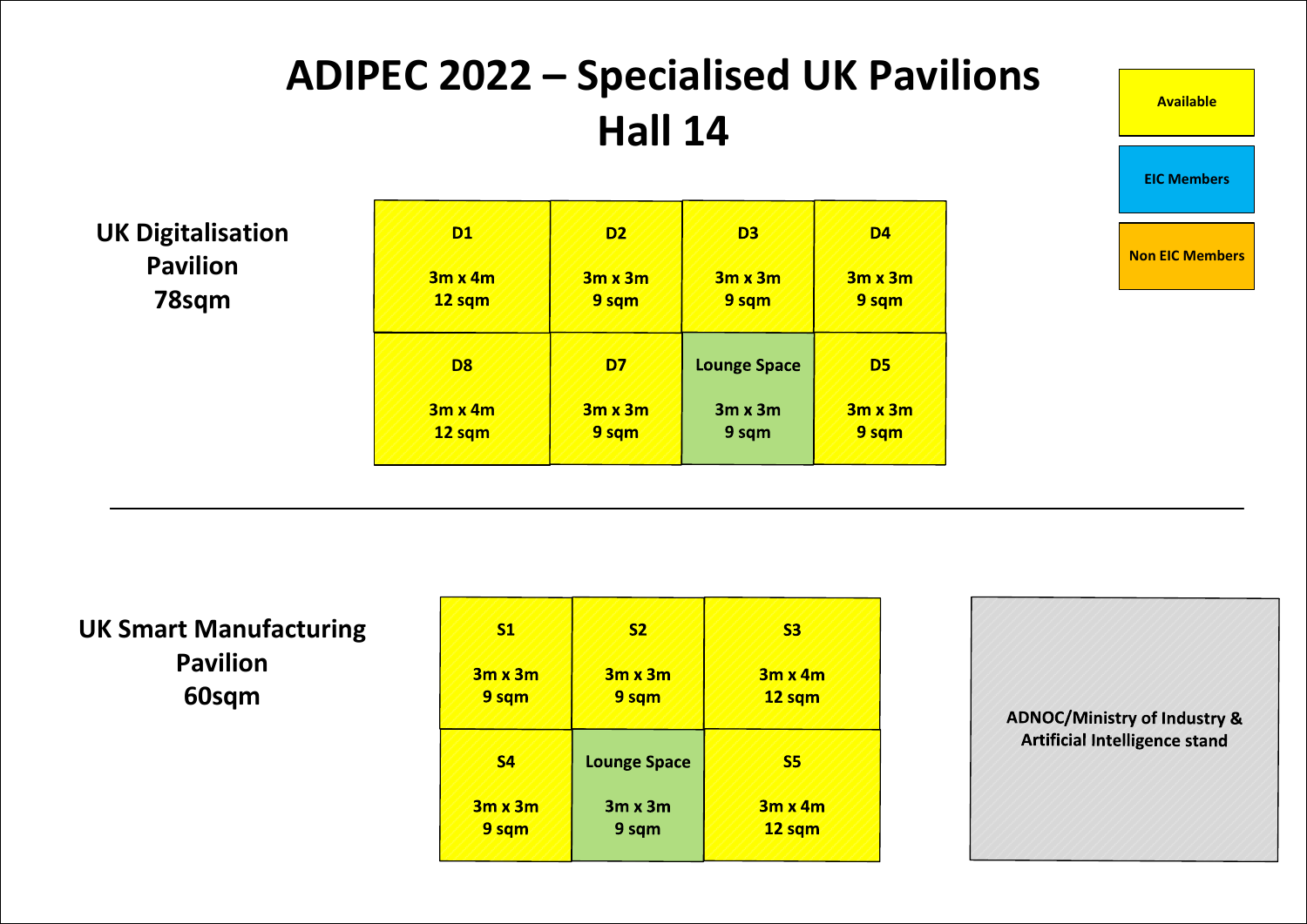# ADIPEC 2022 – Specialised UK Pavilions
## Hall 14

Available

EIC Members

Non EIC Members

**UK Digitalisation Pavilion 78sqm**

| | | | |
|---|---|---|---|
| D1<br>3m x 4m<br>12 sqm | D2<br>3m x 3m<br>9 sqm | D3<br>3m x 3m<br>9 sqm | D4<br>3m x 3m<br>9 sqm |
| D8<br>3m x 4m<br>12 sqm | D7<br>3m x 3m<br>9 sqm | Lounge Space<br>3m x 3m<br>9 sqm | D5<br>3m x 3m<br>9 sqm |

---

**UK Smart Manufacturing Pavilion 60sqm**

| | | |
|---|---|---|
| S1<br>3m x 3m<br>9 sqm | S2<br>3m x 3m<br>9 sqm | S3<br>3m x 4m<br>12 sqm |
| S4<br>3m x 3m<br>9 sqm | Lounge Space<br>3m x 3m<br>9 sqm | S5<br>3m x 4m<br>12 sqm |

ADNOC/Ministry of Industry & Artificial Intelligence stand